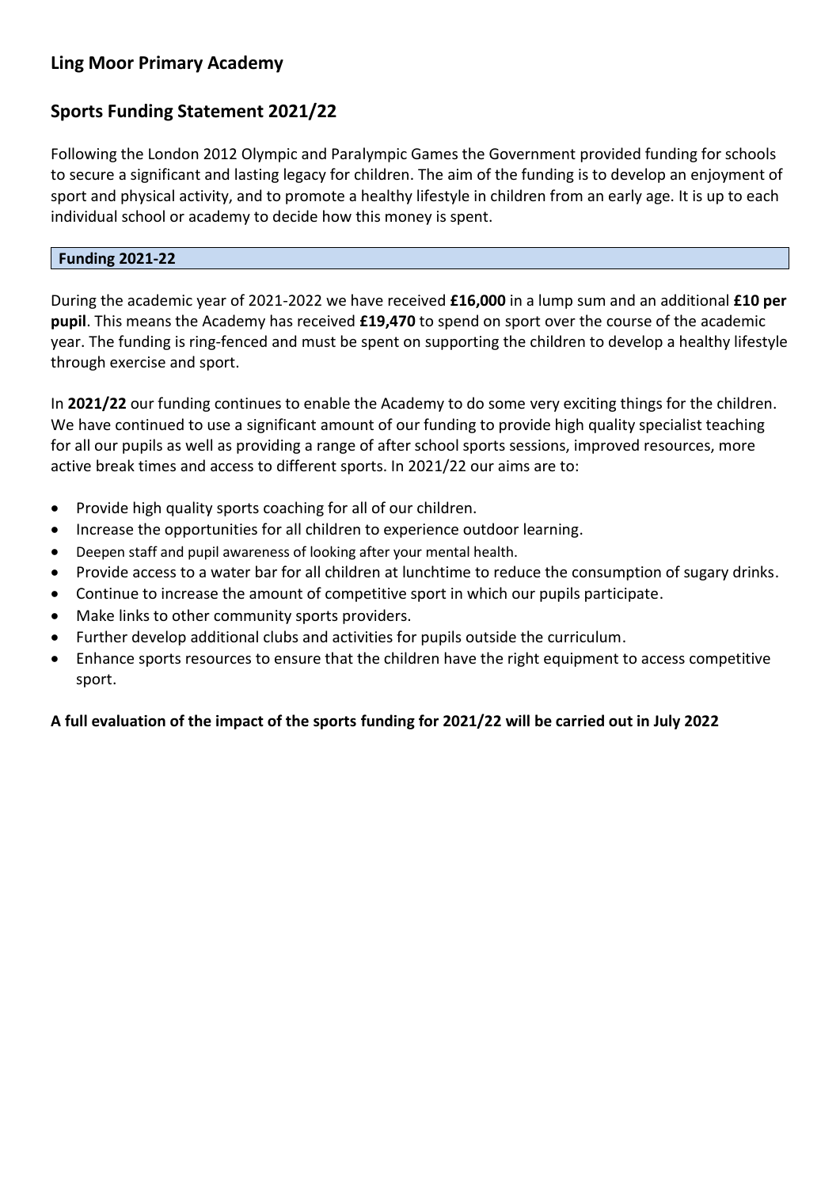## Ling Moor Primary Academy

## Sports Funding Statement 2021/22

Following the London 2012 Olympic and Paralympic Games the Government provided funding for schools to secure a significant and lasting legacy for children. The aim of the funding is to develop an enjoyment of sport and physical activity, and to promote a healthy lifestyle in children from an early age. It is up to each individual school or academy to decide how this money is spent.

| **Funding 2021-22** |
| --- |

During the academic year of 2021-2022 we have received **£16,000** in a lump sum and an additional **£10 per pupil**. This means the Academy has received **£19,470** to spend on sport over the course of the academic year. The funding is ring-fenced and must be spent on supporting the children to develop a healthy lifestyle through exercise and sport.

In **2021/22** our funding continues to enable the Academy to do some very exciting things for the children. We have continued to use a significant amount of our funding to provide high quality specialist teaching for all our pupils as well as providing a range of after school sports sessions, improved resources, more active break times and access to different sports. In 2021/22 our aims are to:

- Provide high quality sports coaching for all of our children.
- Increase the opportunities for all children to experience outdoor learning.
- Deepen staff and pupil awareness of looking after your mental health.
- Provide access to a water bar for all children at lunchtime to reduce the consumption of sugary drinks.
- Continue to increase the amount of competitive sport in which our pupils participate.
- Make links to other community sports providers.
- Further develop additional clubs and activities for pupils outside the curriculum.
- Enhance sports resources to ensure that the children have the right equipment to access competitive sport.

**A full evaluation of the impact of the sports funding for 2021/22 will be carried out in July 2022**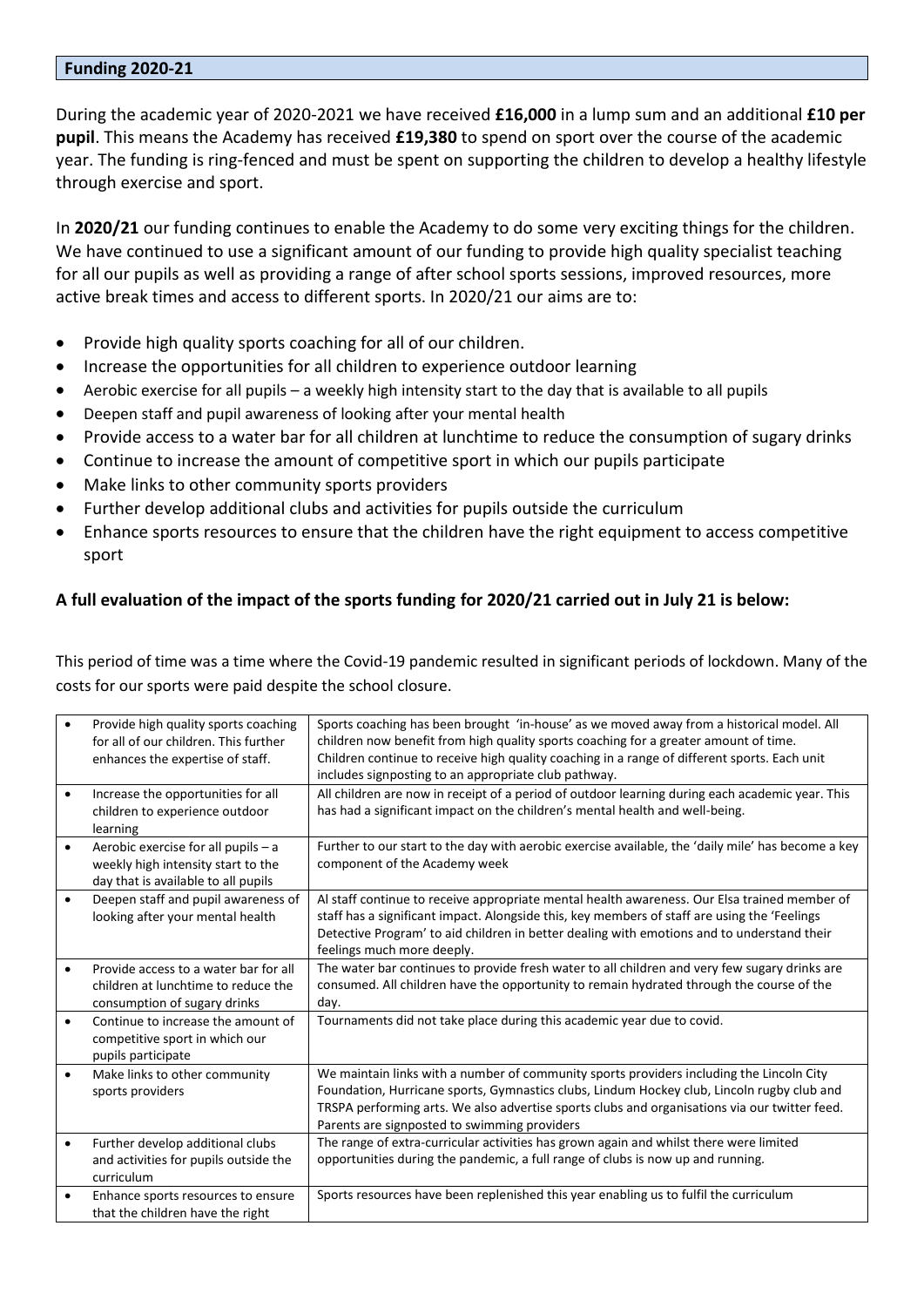## Funding 2020-21

During the academic year of 2020-2021 we have received **£16,000** in a lump sum and an additional **£10 per pupil**. This means the Academy has received **£19,380** to spend on sport over the course of the academic year. The funding is ring-fenced and must be spent on supporting the children to develop a healthy lifestyle through exercise and sport.

In **2020/21** our funding continues to enable the Academy to do some very exciting things for the children. We have continued to use a significant amount of our funding to provide high quality specialist teaching for all our pupils as well as providing a range of after school sports sessions, improved resources, more active break times and access to different sports. In 2020/21 our aims are to:

- Provide high quality sports coaching for all of our children.
- Increase the opportunities for all children to experience outdoor learning
- Aerobic exercise for all pupils – a weekly high intensity start to the day that is available to all pupils
- Deepen staff and pupil awareness of looking after your mental health
- Provide access to a water bar for all children at lunchtime to reduce the consumption of sugary drinks
- Continue to increase the amount of competitive sport in which our pupils participate
- Make links to other community sports providers
- Further develop additional clubs and activities for pupils outside the curriculum
- Enhance sports resources to ensure that the children have the right equipment to access competitive sport

**A full evaluation of the impact of the sports funding for 2020/21 carried out in July 21 is below:**

This period of time was a time where the Covid-19 pandemic resulted in significant periods of lockdown. Many of the costs for our sports were paid despite the school closure.

| Aim | Impact |
|---|---|
| • Provide high quality sports coaching for all of our children. This further enhances the expertise of staff. | Sports coaching has been brought 'in-house' as we moved away from a historical model. All children now benefit from high quality sports coaching for a greater amount of time. Children continue to receive high quality coaching in a range of different sports. Each unit includes signposting to an appropriate club pathway. |
| • Increase the opportunities for all children to experience outdoor learning | All children are now in receipt of a period of outdoor learning during each academic year. This has had a significant impact on the children's mental health and well-being. |
| • Aerobic exercise for all pupils – a weekly high intensity start to the day that is available to all pupils | Further to our start to the day with aerobic exercise available, the 'daily mile' has become a key component of the Academy week |
| • Deepen staff and pupil awareness of looking after your mental health | Al staff continue to receive appropriate mental health awareness. Our Elsa trained member of staff has a significant impact. Alongside this, key members of staff are using the 'Feelings Detective Program' to aid children in better dealing with emotions and to understand their feelings much more deeply. |
| • Provide access to a water bar for all children at lunchtime to reduce the consumption of sugary drinks | The water bar continues to provide fresh water to all children and very few sugary drinks are consumed. All children have the opportunity to remain hydrated through the course of the day. |
| • Continue to increase the amount of competitive sport in which our pupils participate | Tournaments did not take place during this academic year due to covid. |
| • Make links to other community sports providers | We maintain links with a number of community sports providers including the Lincoln City Foundation, Hurricane sports, Gymnastics clubs, Lindum Hockey club, Lincoln rugby club and TRSPA performing arts. We also advertise sports clubs and organisations via our twitter feed. Parents are signposted to swimming providers |
| • Further develop additional clubs and activities for pupils outside the curriculum | The range of extra-curricular activities has grown again and whilst there were limited opportunities during the pandemic, a full range of clubs is now up and running. |
| • Enhance sports resources to ensure that the children have the right | Sports resources have been replenished this year enabling us to fulfil the curriculum |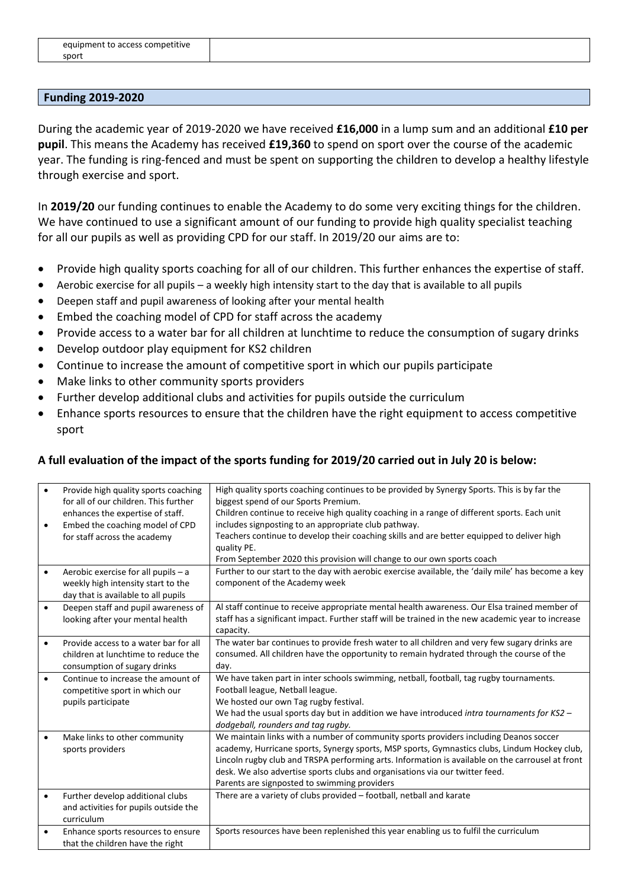| equipment to access competitive sport | |
|---|---|

## Funding 2019-2020

During the academic year of 2019-2020 we have received **£16,000** in a lump sum and an additional **£10 per pupil**. This means the Academy has received **£19,360** to spend on sport over the course of the academic year. The funding is ring-fenced and must be spent on supporting the children to develop a healthy lifestyle through exercise and sport.

In **2019/20** our funding continues to enable the Academy to do some very exciting things for the children. We have continued to use a significant amount of our funding to provide high quality specialist teaching for all our pupils as well as providing CPD for our staff. In 2019/20 our aims are to:

- Provide high quality sports coaching for all of our children. This further enhances the expertise of staff.
- Aerobic exercise for all pupils – a weekly high intensity start to the day that is available to all pupils
- Deepen staff and pupil awareness of looking after your mental health
- Embed the coaching model of CPD for staff across the academy
- Provide access to a water bar for all children at lunchtime to reduce the consumption of sugary drinks
- Develop outdoor play equipment for KS2 children
- Continue to increase the amount of competitive sport in which our pupils participate
- Make links to other community sports providers
- Further develop additional clubs and activities for pupils outside the curriculum
- Enhance sports resources to ensure that the children have the right equipment to access competitive sport

**A full evaluation of the impact of the sports funding for 2019/20 carried out in July 20 is below:**

| Aim | Impact |
|---|---|
| • Provide high quality sports coaching for all of our children. This further enhances the expertise of staff.<br>• Embed the coaching model of CPD for staff across the academy | High quality sports coaching continues to be provided by Synergy Sports. This is by far the biggest spend of our Sports Premium.<br>Children continue to receive high quality coaching in a range of different sports. Each unit includes signposting to an appropriate club pathway.<br>Teachers continue to develop their coaching skills and are better equipped to deliver high quality PE.<br>From September 2020 this provision will change to our own sports coach |
| • Aerobic exercise for all pupils – a weekly high intensity start to the day that is available to all pupils | Further to our start to the day with aerobic exercise available, the 'daily mile' has become a key component of the Academy week |
| • Deepen staff and pupil awareness of looking after your mental health | Al staff continue to receive appropriate mental health awareness. Our Elsa trained member of staff has a significant impact. Further staff will be trained in the new academic year to increase capacity. |
| • Provide access to a water bar for all children at lunchtime to reduce the consumption of sugary drinks | The water bar continues to provide fresh water to all children and very few sugary drinks are consumed. All children have the opportunity to remain hydrated through the course of the day. |
| • Continue to increase the amount of competitive sport in which our pupils participate | We have taken part in inter schools swimming, netball, football, tag rugby tournaments.<br>Football league, Netball league.<br>We hosted our own Tag rugby festival.<br>We had the usual sports day but in addition we have introduced *intra tournaments for KS2 – dodgeball, rounders and tag rugby.* |
| • Make links to other community sports providers | We maintain links with a number of community sports providers including Deanos soccer academy, Hurricane sports, Synergy sports, MSP sports, Gymnastics clubs, Lindum Hockey club, Lincoln rugby club and TRSPA performing arts. Information is available on the carrousel at front desk. We also advertise sports clubs and organisations via our twitter feed.<br>Parents are signposted to swimming providers |
| • Further develop additional clubs and activities for pupils outside the curriculum | There are a variety of clubs provided – football, netball and karate |
| • Enhance sports resources to ensure that the children have the right | Sports resources have been replenished this year enabling us to fulfil the curriculum |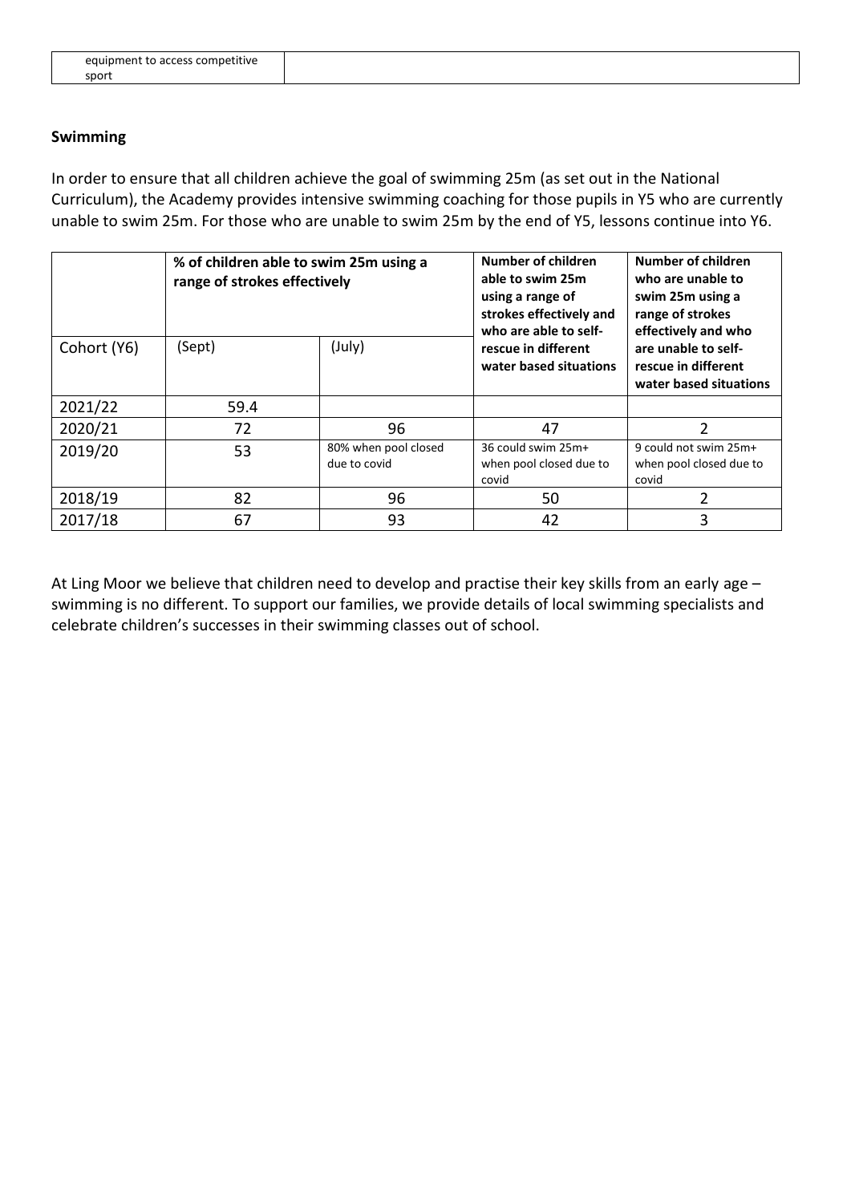| equipment to access competitive sport | |
|---|---|

**Swimming**

In order to ensure that all children achieve the goal of swimming 25m (as set out in the National Curriculum), the Academy provides intensive swimming coaching for those pupils in Y5 who are currently unable to swim 25m. For those who are unable to swim 25m by the end of Y5, lessons continue into Y6.

| | **% of children able to swim 25m using a range of strokes effectively** | | **Number of children able to swim 25m using a range of strokes effectively and who are able to self-rescue in different water based situations** | **Number of children who are unable to swim 25m using a range of strokes effectively and who are unable to self-rescue in different water based situations** |
|---|---|---|---|---|
| Cohort (Y6) | (Sept) | (July) | | |
| 2021/22 | 59.4 | | | |
| 2020/21 | 72 | 96 | 47 | 2 |
| 2019/20 | 53 | 80% when pool closed due to covid | 36 could swim 25m+ when pool closed due to covid | 9 could not swim 25m+ when pool closed due to covid |
| 2018/19 | 82 | 96 | 50 | 2 |
| 2017/18 | 67 | 93 | 42 | 3 |

At Ling Moor we believe that children need to develop and practise their key skills from an early age – swimming is no different. To support our families, we provide details of local swimming specialists and celebrate children's successes in their swimming classes out of school.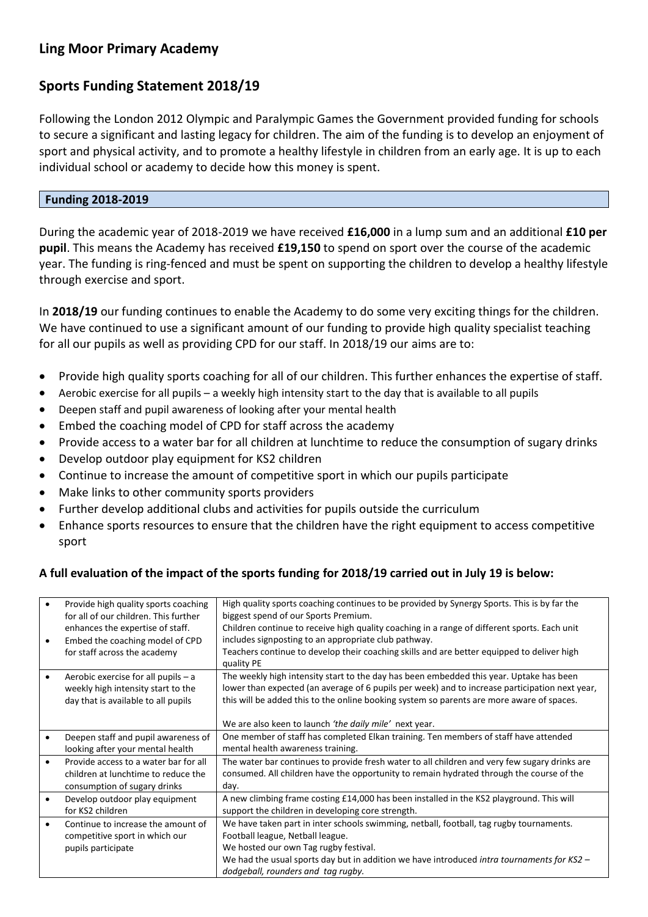## Ling Moor Primary Academy

## Sports Funding Statement 2018/19

Following the London 2012 Olympic and Paralympic Games the Government provided funding for schools to secure a significant and lasting legacy for children. The aim of the funding is to develop an enjoyment of sport and physical activity, and to promote a healthy lifestyle in children from an early age. It is up to each individual school or academy to decide how this money is spent.

### Funding 2018-2019

During the academic year of 2018-2019 we have received **£16,000** in a lump sum and an additional **£10 per pupil**. This means the Academy has received **£19,150** to spend on sport over the course of the academic year. The funding is ring-fenced and must be spent on supporting the children to develop a healthy lifestyle through exercise and sport.

In **2018/19** our funding continues to enable the Academy to do some very exciting things for the children. We have continued to use a significant amount of our funding to provide high quality specialist teaching for all our pupils as well as providing CPD for our staff. In 2018/19 our aims are to:

- Provide high quality sports coaching for all of our children. This further enhances the expertise of staff.
- Aerobic exercise for all pupils – a weekly high intensity start to the day that is available to all pupils
- Deepen staff and pupil awareness of looking after your mental health
- Embed the coaching model of CPD for staff across the academy
- Provide access to a water bar for all children at lunchtime to reduce the consumption of sugary drinks
- Develop outdoor play equipment for KS2 children
- Continue to increase the amount of competitive sport in which our pupils participate
- Make links to other community sports providers
- Further develop additional clubs and activities for pupils outside the curriculum
- Enhance sports resources to ensure that the children have the right equipment to access competitive sport

**A full evaluation of the impact of the sports funding for 2018/19 carried out in July 19 is below:**

| Aim | Impact |
|---|---|
| • Provide high quality sports coaching for all of our children. This further enhances the expertise of staff.<br>• Embed the coaching model of CPD for staff across the academy | High quality sports coaching continues to be provided by Synergy Sports. This is by far the biggest spend of our Sports Premium.<br>Children continue to receive high quality coaching in a range of different sports. Each unit includes signposting to an appropriate club pathway.<br>Teachers continue to develop their coaching skills and are better equipped to deliver high quality PE |
| • Aerobic exercise for all pupils – a weekly high intensity start to the day that is available to all pupils | The weekly high intensity start to the day has been embedded this year. Uptake has been lower than expected (an average of 6 pupils per week) and to increase participation next year, this will be added this to the online booking system so parents are more aware of spaces.<br><br>We are also keen to launch *'the daily mile'* next year. |
| • Deepen staff and pupil awareness of looking after your mental health | One member of staff has completed Elkan training. Ten members of staff have attended mental health awareness training. |
| • Provide access to a water bar for all children at lunchtime to reduce the consumption of sugary drinks | The water bar continues to provide fresh water to all children and very few sugary drinks are consumed. All children have the opportunity to remain hydrated through the course of the day. |
| • Develop outdoor play equipment for KS2 children | A new climbing frame costing £14,000 has been installed in the KS2 playground. This will support the children in developing core strength. |
| • Continue to increase the amount of competitive sport in which our pupils participate | We have taken part in inter schools swimming, netball, football, tag rugby tournaments. Football league, Netball league.<br>We hosted our own Tag rugby festival.<br>We had the usual sports day but in addition we have introduced *intra tournaments for KS2 – dodgeball, rounders and tag rugby.* |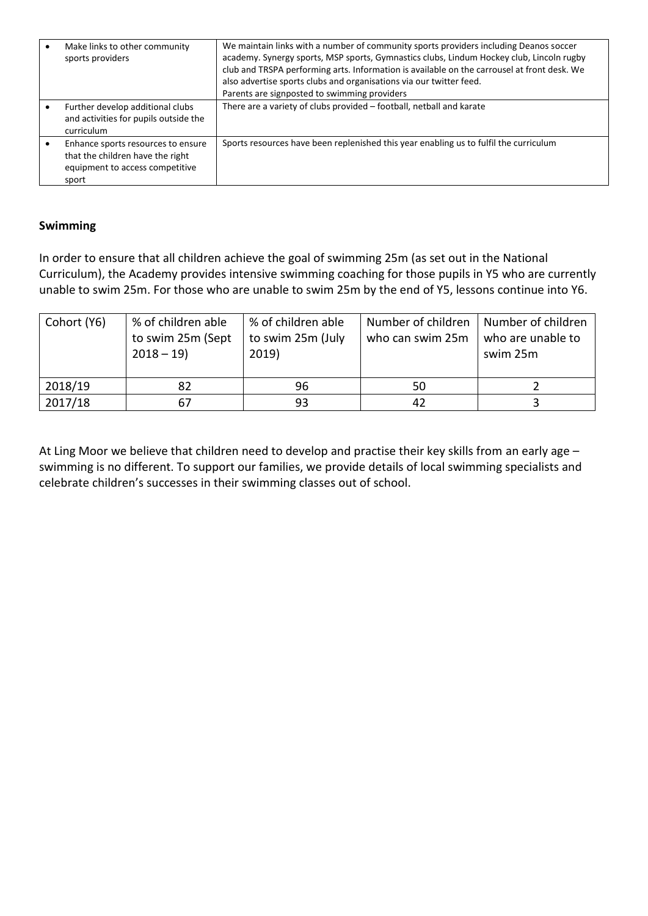| | |
|---|---|
| • Make links to other community sports providers | We maintain links with a number of community sports providers including Deanos soccer academy. Synergy sports, MSP sports, Gymnastics clubs, Lindum Hockey club, Lincoln rugby club and TRSPA performing arts. Information is available on the carrousel at front desk. We also advertise sports clubs and organisations via our twitter feed. Parents are signposted to swimming providers |
| • Further develop additional clubs and activities for pupils outside the curriculum | There are a variety of clubs provided – football, netball and karate |
| • Enhance sports resources to ensure that the children have the right equipment to access competitive sport | Sports resources have been replenished this year enabling us to fulfil the curriculum |

**Swimming**

In order to ensure that all children achieve the goal of swimming 25m (as set out in the National Curriculum), the Academy provides intensive swimming coaching for those pupils in Y5 who are currently unable to swim 25m. For those who are unable to swim 25m by the end of Y5, lessons continue into Y6.

| Cohort (Y6) | % of children able to swim 25m (Sept 2018 – 19) | % of children able to swim 25m (July 2019) | Number of children who can swim 25m | Number of children who are unable to swim 25m |
|---|---|---|---|---|
| 2018/19 | 82 | 96 | 50 | 2 |
| 2017/18 | 67 | 93 | 42 | 3 |

At Ling Moor we believe that children need to develop and practise their key skills from an early age – swimming is no different. To support our families, we provide details of local swimming specialists and celebrate children's successes in their swimming classes out of school.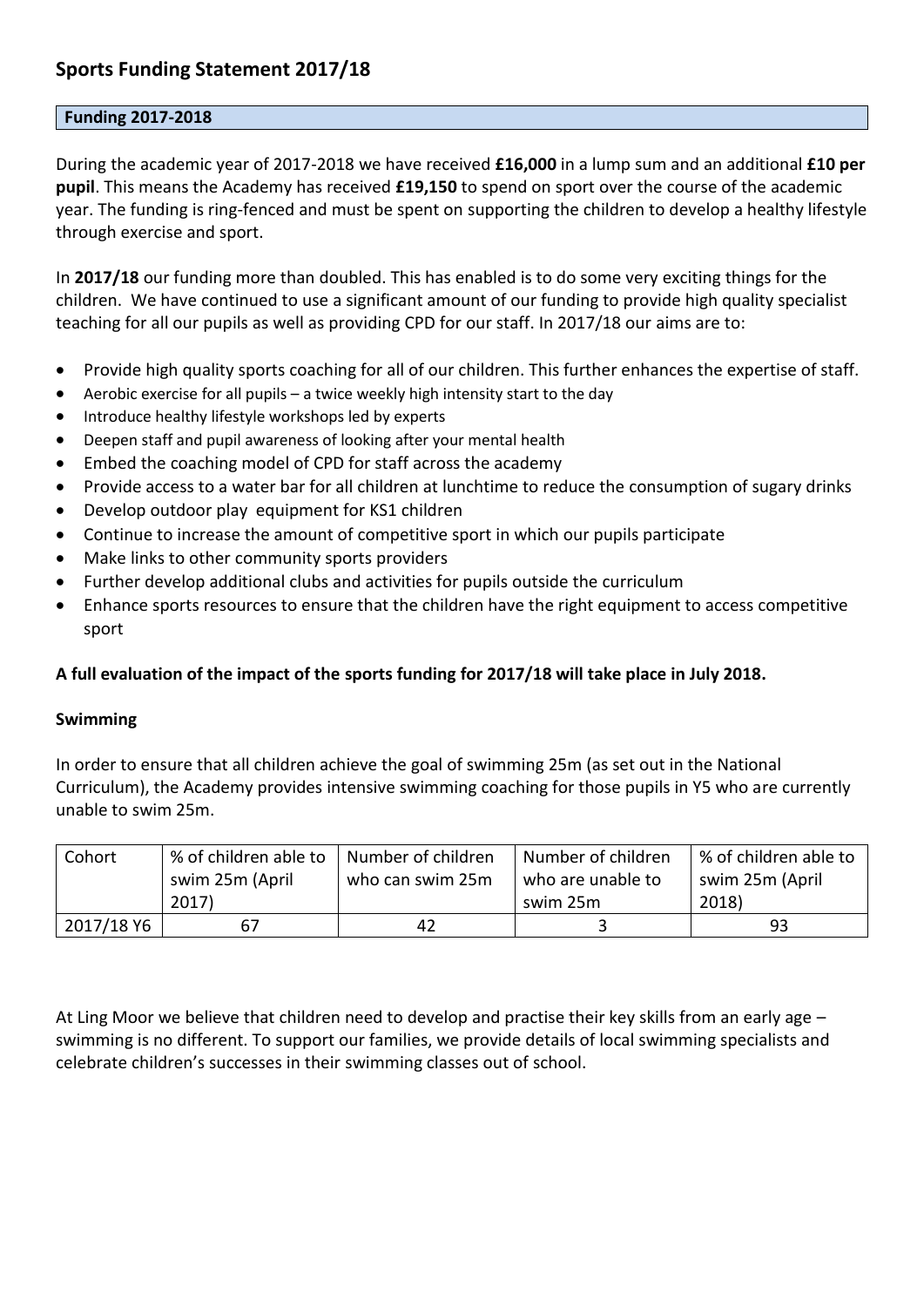# Sports Funding Statement 2017/18

**Funding 2017-2018**

During the academic year of 2017-2018 we have received **£16,000** in a lump sum and an additional **£10 per pupil**. This means the Academy has received **£19,150** to spend on sport over the course of the academic year. The funding is ring-fenced and must be spent on supporting the children to develop a healthy lifestyle through exercise and sport.

In **2017/18** our funding more than doubled. This has enabled is to do some very exciting things for the children. We have continued to use a significant amount of our funding to provide high quality specialist teaching for all our pupils as well as providing CPD for our staff. In 2017/18 our aims are to:

- Provide high quality sports coaching for all of our children. This further enhances the expertise of staff.
- Aerobic exercise for all pupils – a twice weekly high intensity start to the day
- Introduce healthy lifestyle workshops led by experts
- Deepen staff and pupil awareness of looking after your mental health
- Embed the coaching model of CPD for staff across the academy
- Provide access to a water bar for all children at lunchtime to reduce the consumption of sugary drinks
- Develop outdoor play equipment for KS1 children
- Continue to increase the amount of competitive sport in which our pupils participate
- Make links to other community sports providers
- Further develop additional clubs and activities for pupils outside the curriculum
- Enhance sports resources to ensure that the children have the right equipment to access competitive sport

**A full evaluation of the impact of the sports funding for 2017/18 will take place in July 2018.**

**Swimming**

In order to ensure that all children achieve the goal of swimming 25m (as set out in the National Curriculum), the Academy provides intensive swimming coaching for those pupils in Y5 who are currently unable to swim 25m.

| Cohort | % of children able to swim 25m (April 2017) | Number of children who can swim 25m | Number of children who are unable to swim 25m | % of children able to swim 25m (April 2018) |
|---|---|---|---|---|
| 2017/18 Y6 | 67 | 42 | 3 | 93 |

At Ling Moor we believe that children need to develop and practise their key skills from an early age – swimming is no different. To support our families, we provide details of local swimming specialists and celebrate children's successes in their swimming classes out of school.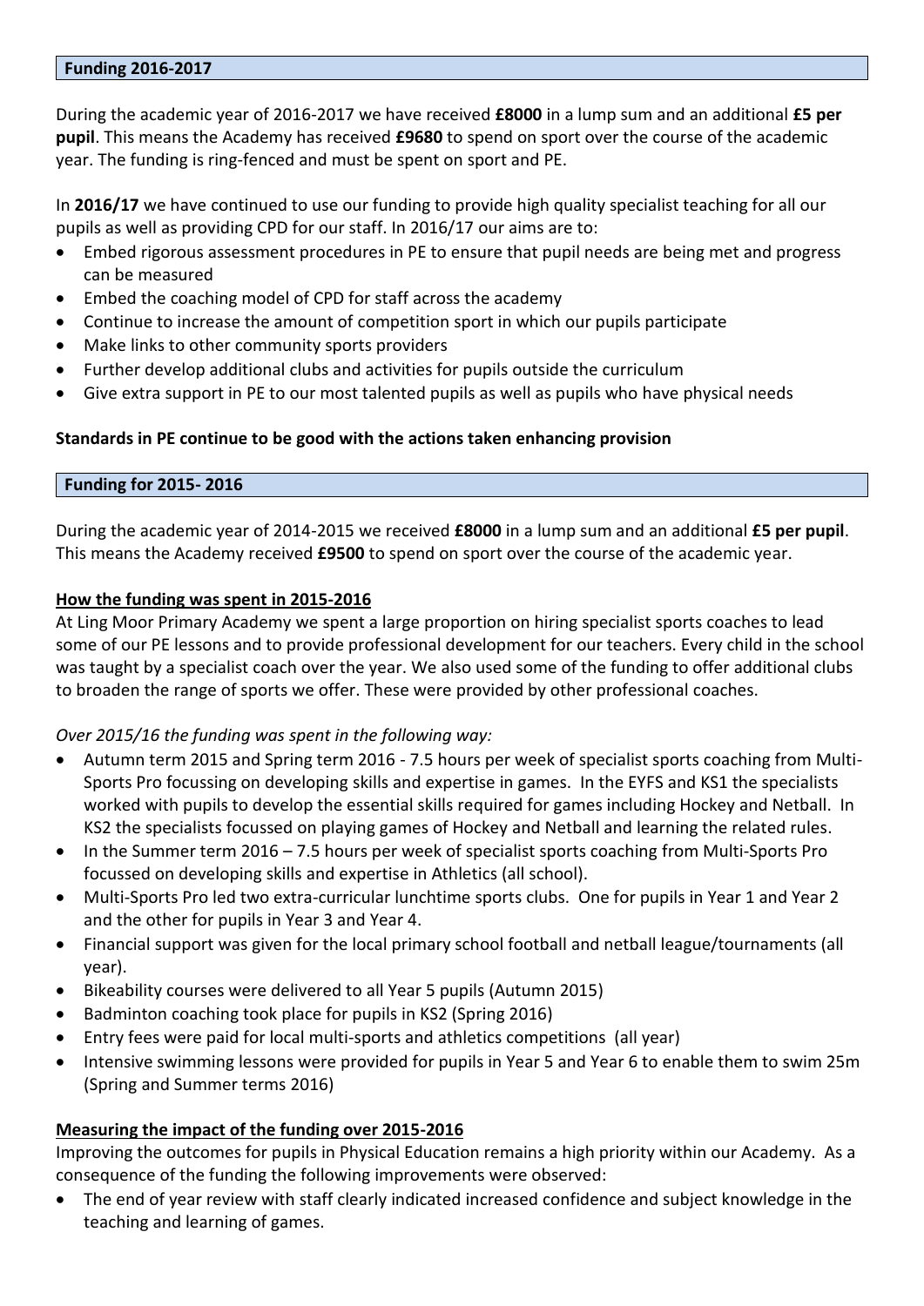## Funding 2016-2017

During the academic year of 2016-2017 we have received **£8000** in a lump sum and an additional **£5 per pupil**. This means the Academy has received **£9680** to spend on sport over the course of the academic year. The funding is ring-fenced and must be spent on sport and PE.

In **2016/17** we have continued to use our funding to provide high quality specialist teaching for all our pupils as well as providing CPD for our staff. In 2016/17 our aims are to:

- Embed rigorous assessment procedures in PE to ensure that pupil needs are being met and progress can be measured
- Embed the coaching model of CPD for staff across the academy
- Continue to increase the amount of competition sport in which our pupils participate
- Make links to other community sports providers
- Further develop additional clubs and activities for pupils outside the curriculum
- Give extra support in PE to our most talented pupils as well as pupils who have physical needs

**Standards in PE continue to be good with the actions taken enhancing provision**

## Funding for 2015- 2016

During the academic year of 2014-2015 we received **£8000** in a lump sum and an additional **£5 per pupil**. This means the Academy received **£9500** to spend on sport over the course of the academic year.

### How the funding was spent in 2015-2016

At Ling Moor Primary Academy we spent a large proportion on hiring specialist sports coaches to lead some of our PE lessons and to provide professional development for our teachers. Every child in the school was taught by a specialist coach over the year. We also used some of the funding to offer additional clubs to broaden the range of sports we offer. These were provided by other professional coaches.

*Over 2015/16 the funding was spent in the following way:*

- Autumn term 2015 and Spring term 2016 - 7.5 hours per week of specialist sports coaching from Multi-Sports Pro focussing on developing skills and expertise in games. In the EYFS and KS1 the specialists worked with pupils to develop the essential skills required for games including Hockey and Netball. In KS2 the specialists focussed on playing games of Hockey and Netball and learning the related rules.
- In the Summer term 2016 – 7.5 hours per week of specialist sports coaching from Multi-Sports Pro focussed on developing skills and expertise in Athletics (all school).
- Multi-Sports Pro led two extra-curricular lunchtime sports clubs. One for pupils in Year 1 and Year 2 and the other for pupils in Year 3 and Year 4.
- Financial support was given for the local primary school football and netball league/tournaments (all year).
- Bikeability courses were delivered to all Year 5 pupils (Autumn 2015)
- Badminton coaching took place for pupils in KS2 (Spring 2016)
- Entry fees were paid for local multi-sports and athletics competitions (all year)
- Intensive swimming lessons were provided for pupils in Year 5 and Year 6 to enable them to swim 25m (Spring and Summer terms 2016)

### Measuring the impact of the funding over 2015-2016

Improving the outcomes for pupils in Physical Education remains a high priority within our Academy. As a consequence of the funding the following improvements were observed:

- The end of year review with staff clearly indicated increased confidence and subject knowledge in the teaching and learning of games.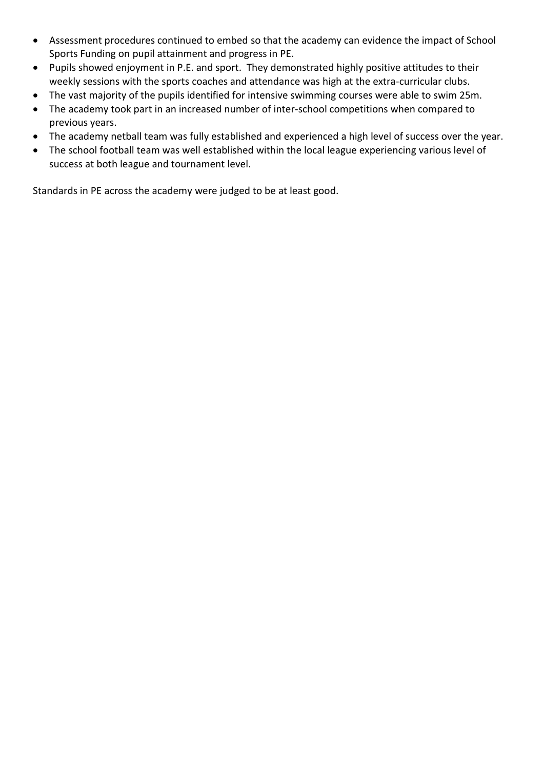- Assessment procedures continued to embed so that the academy can evidence the impact of School Sports Funding on pupil attainment and progress in PE.
- Pupils showed enjoyment in P.E. and sport. They demonstrated highly positive attitudes to their weekly sessions with the sports coaches and attendance was high at the extra-curricular clubs.
- The vast majority of the pupils identified for intensive swimming courses were able to swim 25m.
- The academy took part in an increased number of inter-school competitions when compared to previous years.
- The academy netball team was fully established and experienced a high level of success over the year.
- The school football team was well established within the local league experiencing various level of success at both league and tournament level.

Standards in PE across the academy were judged to be at least good.